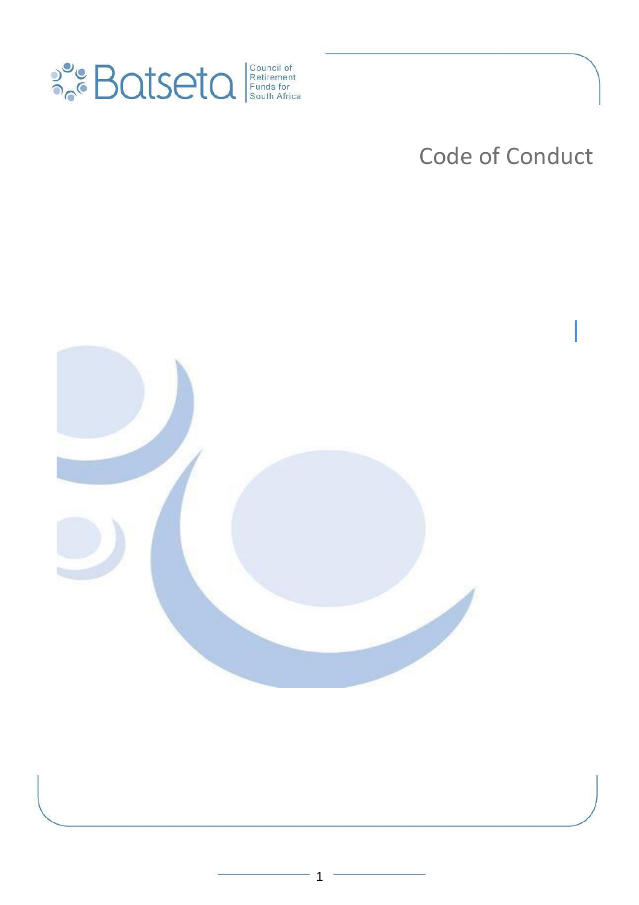Batseta Council of Retirement Funds for South Africa

# Code of Conduct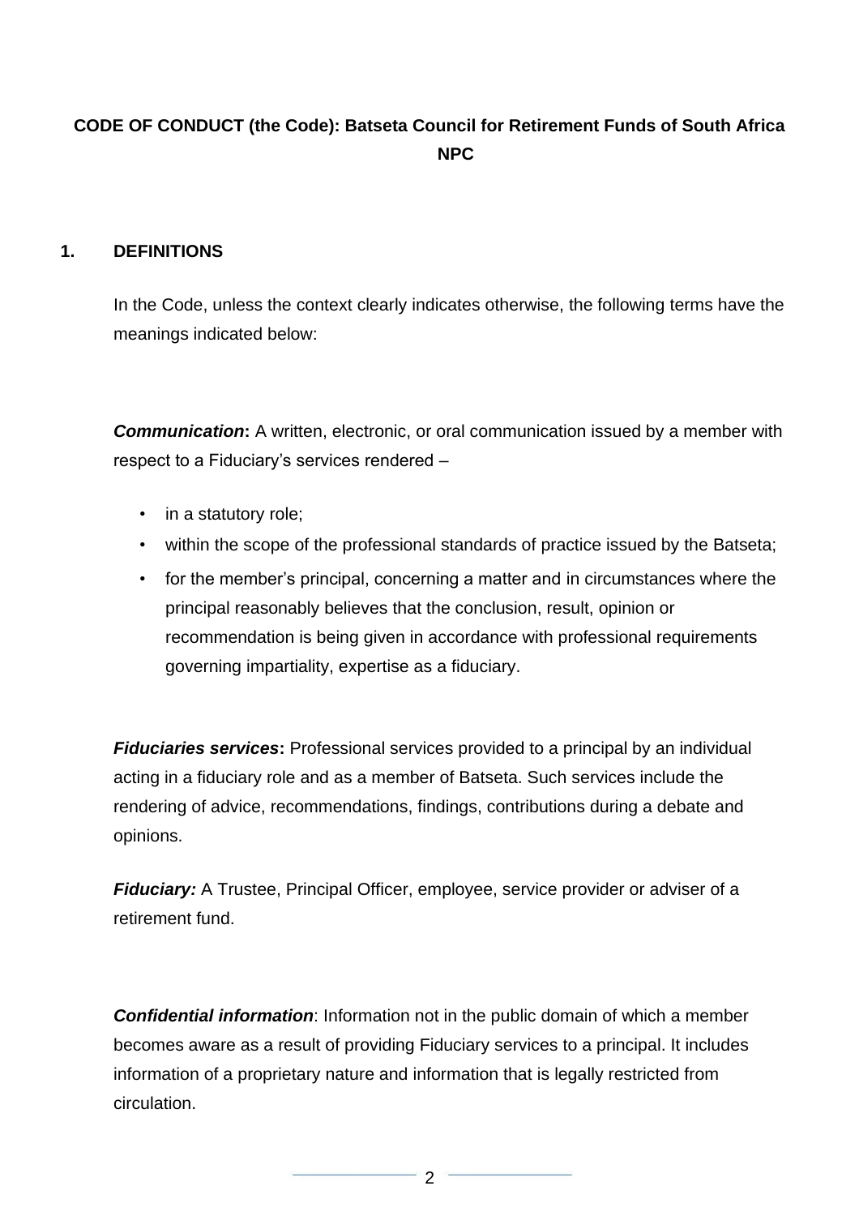**CODE OF CONDUCT (the Code): Batseta Council for Retirement Funds of South Africa NPC**

## 1. DEFINITIONS

In the Code, unless the context clearly indicates otherwise, the following terms have the meanings indicated below:

***Communication*:** A written, electronic, or oral communication issued by a member with respect to a Fiduciary's services rendered –

- in a statutory role;
- within the scope of the professional standards of practice issued by the Batseta;
- for the member's principal, concerning a matter and in circumstances where the principal reasonably believes that the conclusion, result, opinion or recommendation is being given in accordance with professional requirements governing impartiality, expertise as a fiduciary.

***Fiduciaries services*:** Professional services provided to a principal by an individual acting in a fiduciary role and as a member of Batseta. Such services include the rendering of advice, recommendations, findings, contributions during a debate and opinions.

***Fiduciary:*** A Trustee, Principal Officer, employee, service provider or adviser of a retirement fund.

***Confidential information***: Information not in the public domain of which a member becomes aware as a result of providing Fiduciary services to a principal. It includes information of a proprietary nature and information that is legally restricted from circulation.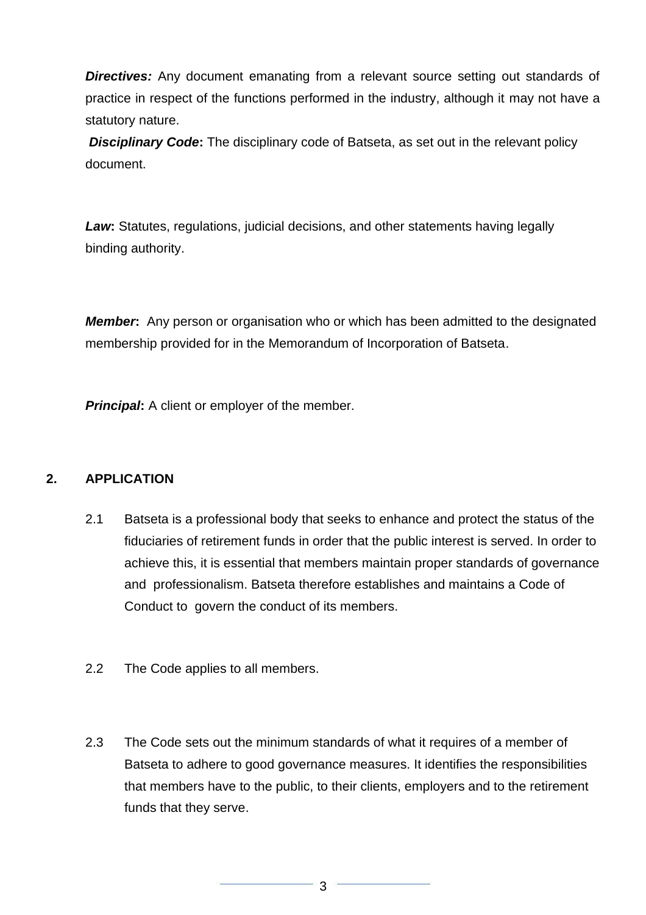***Directives:*** Any document emanating from a relevant source setting out standards of practice in respect of the functions performed in the industry, although it may not have a statutory nature.

***Disciplinary Code*:** The disciplinary code of Batseta, as set out in the relevant policy document.

***Law*:** Statutes, regulations, judicial decisions, and other statements having legally binding authority.

***Member*:** Any person or organisation who or which has been admitted to the designated membership provided for in the Memorandum of Incorporation of Batseta.

***Principal*:** A client or employer of the member.

## 2. APPLICATION

2.1 Batseta is a professional body that seeks to enhance and protect the status of the fiduciaries of retirement funds in order that the public interest is served. In order to achieve this, it is essential that members maintain proper standards of governance and professionalism. Batseta therefore establishes and maintains a Code of Conduct to govern the conduct of its members.

2.2 The Code applies to all members.

2.3 The Code sets out the minimum standards of what it requires of a member of Batseta to adhere to good governance measures. It identifies the responsibilities that members have to the public, to their clients, employers and to the retirement funds that they serve.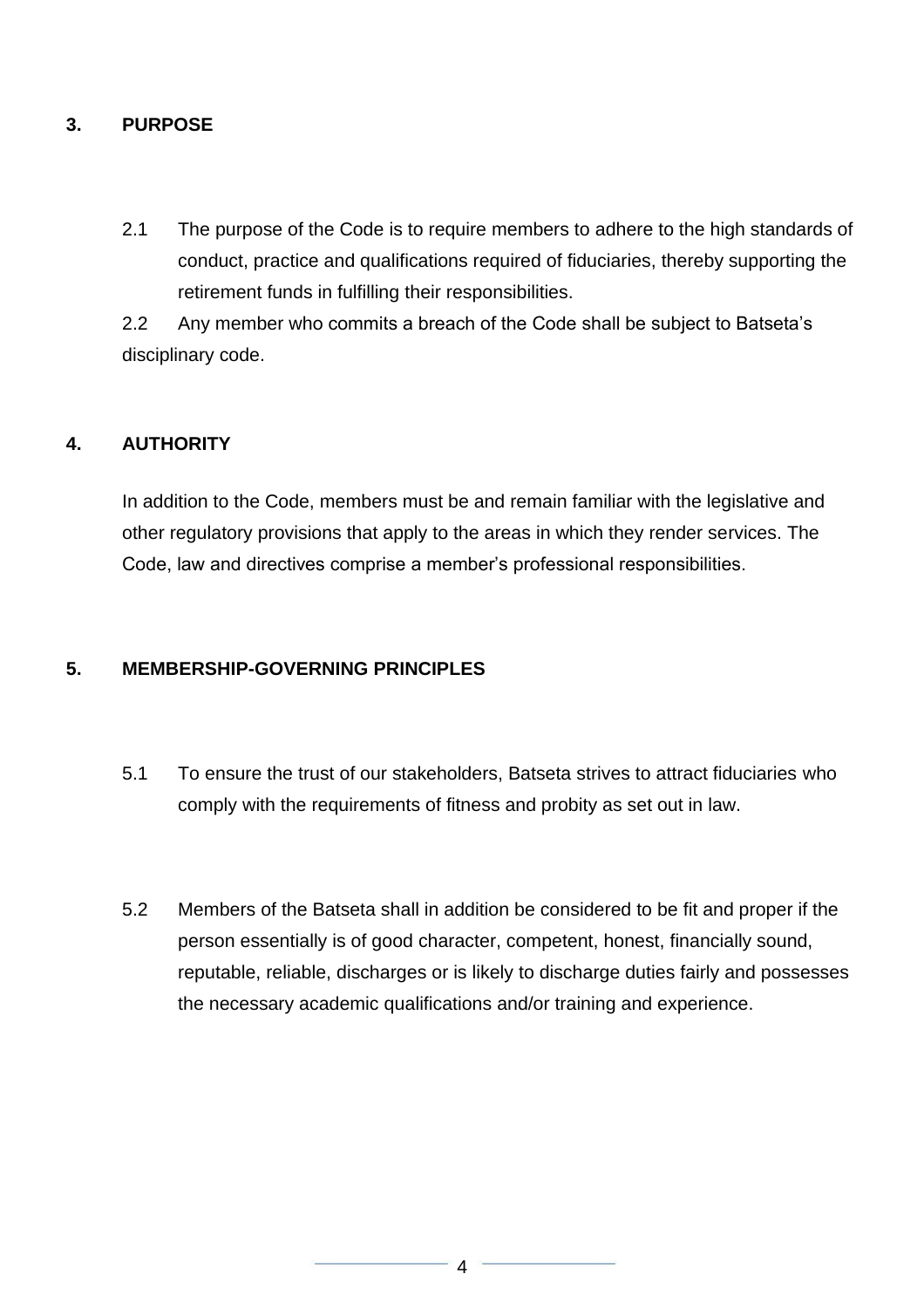## 3. PURPOSE

2.1 The purpose of the Code is to require members to adhere to the high standards of conduct, practice and qualifications required of fiduciaries, thereby supporting the retirement funds in fulfilling their responsibilities.

2.2 Any member who commits a breach of the Code shall be subject to Batseta's disciplinary code.

## 4. AUTHORITY

In addition to the Code, members must be and remain familiar with the legislative and other regulatory provisions that apply to the areas in which they render services. The Code, law and directives comprise a member's professional responsibilities.

## 5. MEMBERSHIP-GOVERNING PRINCIPLES

5.1 To ensure the trust of our stakeholders, Batseta strives to attract fiduciaries who comply with the requirements of fitness and probity as set out in law.

5.2 Members of the Batseta shall in addition be considered to be fit and proper if the person essentially is of good character, competent, honest, financially sound, reputable, reliable, discharges or is likely to discharge duties fairly and possesses the necessary academic qualifications and/or training and experience.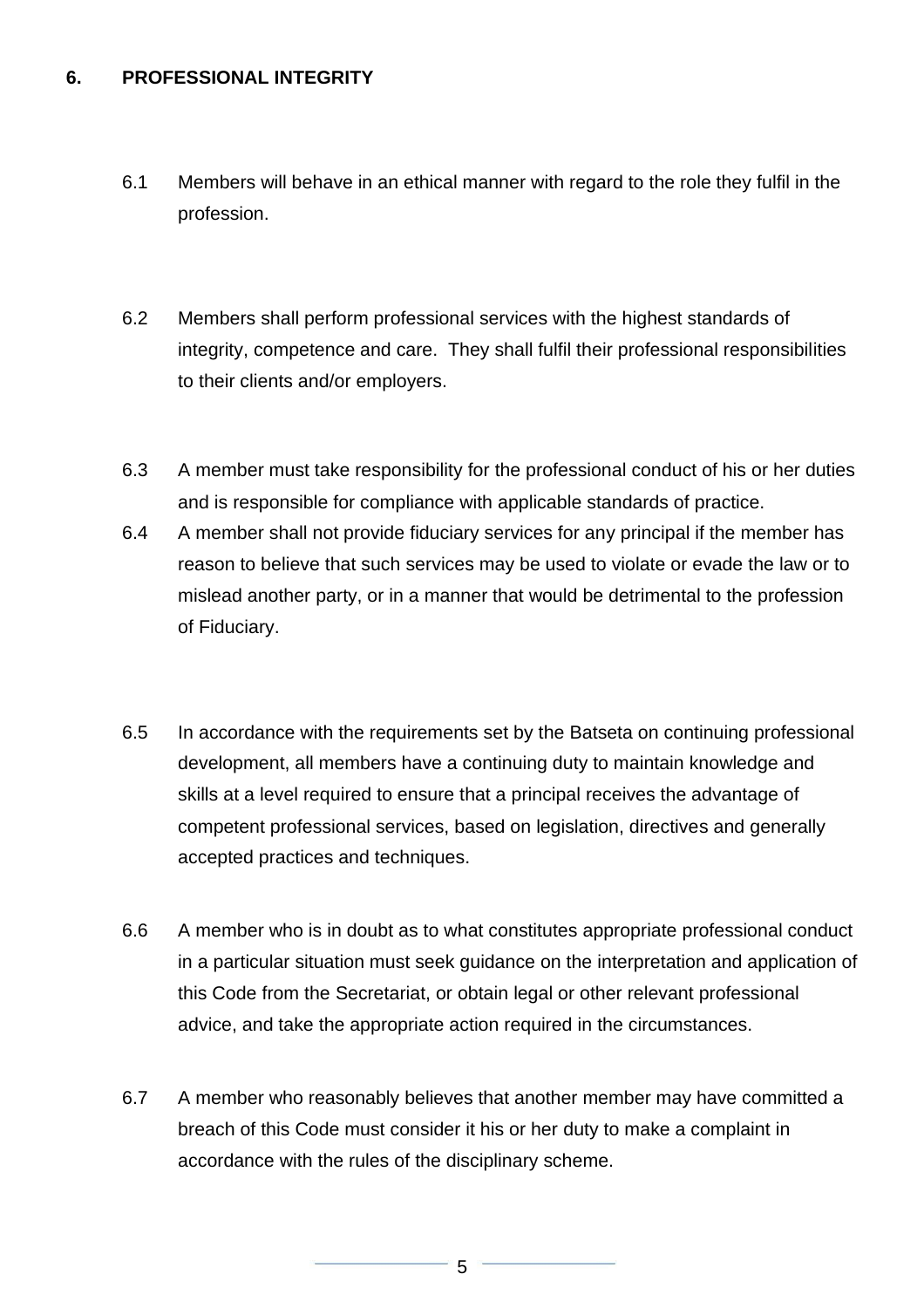## 6. PROFESSIONAL INTEGRITY

6.1 Members will behave in an ethical manner with regard to the role they fulfil in the profession.

6.2 Members shall perform professional services with the highest standards of integrity, competence and care. They shall fulfil their professional responsibilities to their clients and/or employers.

6.3 A member must take responsibility for the professional conduct of his or her duties and is responsible for compliance with applicable standards of practice.

6.4 A member shall not provide fiduciary services for any principal if the member has reason to believe that such services may be used to violate or evade the law or to mislead another party, or in a manner that would be detrimental to the profession of Fiduciary.

6.5 In accordance with the requirements set by the Batseta on continuing professional development, all members have a continuing duty to maintain knowledge and skills at a level required to ensure that a principal receives the advantage of competent professional services, based on legislation, directives and generally accepted practices and techniques.

6.6 A member who is in doubt as to what constitutes appropriate professional conduct in a particular situation must seek guidance on the interpretation and application of this Code from the Secretariat, or obtain legal or other relevant professional advice, and take the appropriate action required in the circumstances.

6.7 A member who reasonably believes that another member may have committed a breach of this Code must consider it his or her duty to make a complaint in accordance with the rules of the disciplinary scheme.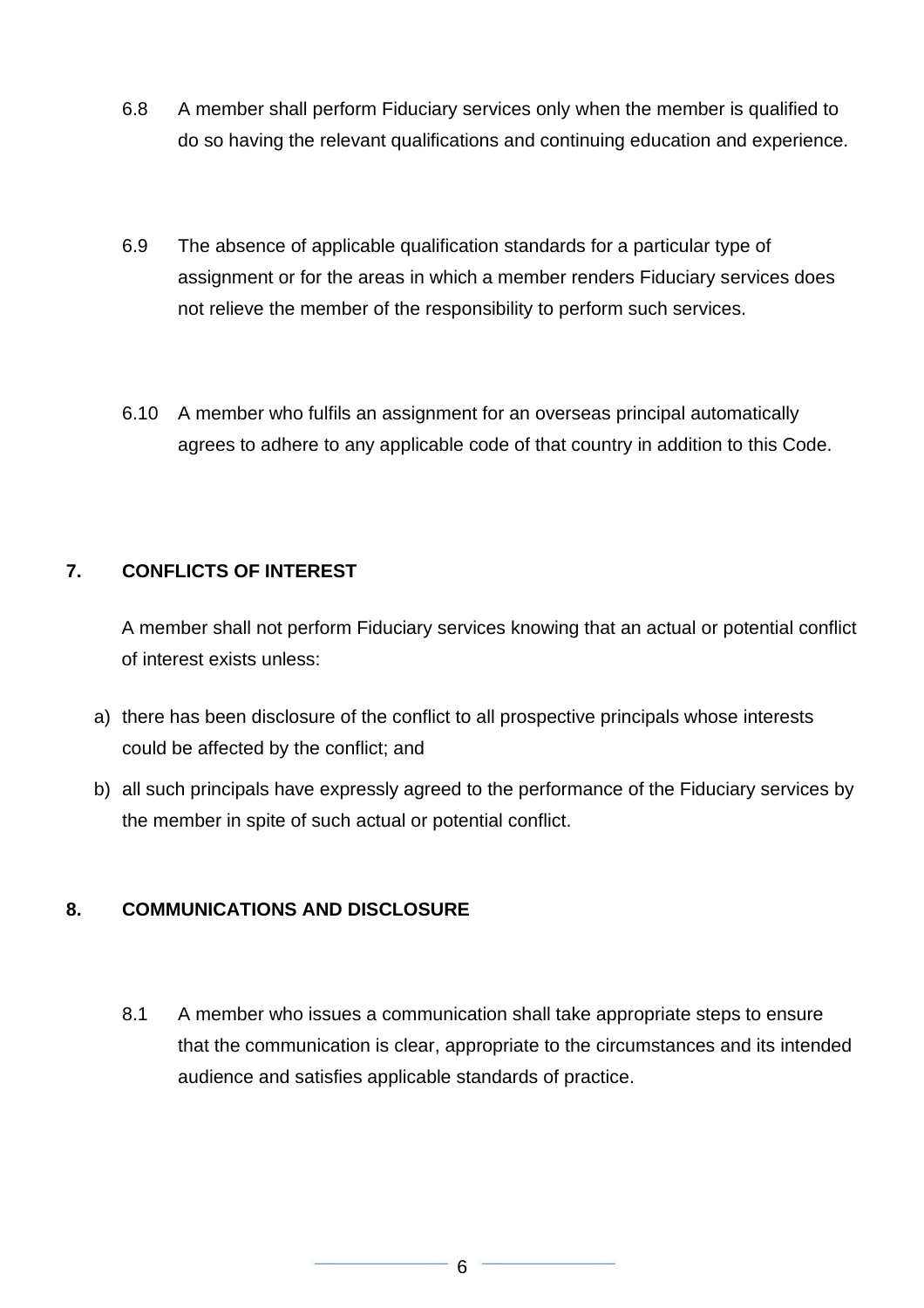6.8 A member shall perform Fiduciary services only when the member is qualified to do so having the relevant qualifications and continuing education and experience.

6.9 The absence of applicable qualification standards for a particular type of assignment or for the areas in which a member renders Fiduciary services does not relieve the member of the responsibility to perform such services.

6.10 A member who fulfils an assignment for an overseas principal automatically agrees to adhere to any applicable code of that country in addition to this Code.

## 7. CONFLICTS OF INTEREST

A member shall not perform Fiduciary services knowing that an actual or potential conflict of interest exists unless:

a) there has been disclosure of the conflict to all prospective principals whose interests could be affected by the conflict; and
b) all such principals have expressly agreed to the performance of the Fiduciary services by the member in spite of such actual or potential conflict.

## 8. COMMUNICATIONS AND DISCLOSURE

8.1 A member who issues a communication shall take appropriate steps to ensure that the communication is clear, appropriate to the circumstances and its intended audience and satisfies applicable standards of practice.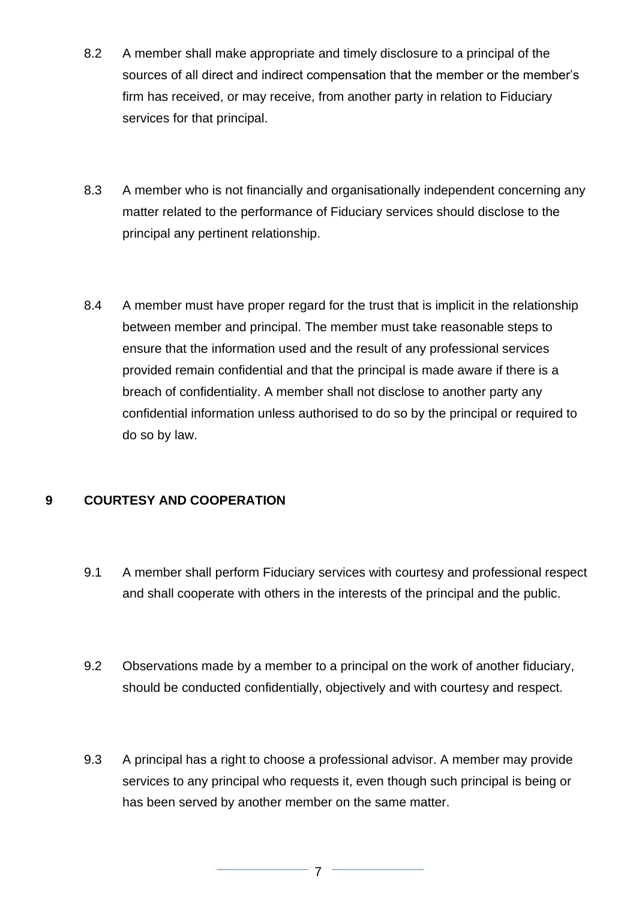8.2 A member shall make appropriate and timely disclosure to a principal of the sources of all direct and indirect compensation that the member or the member's firm has received, or may receive, from another party in relation to Fiduciary services for that principal.

8.3 A member who is not financially and organisationally independent concerning any matter related to the performance of Fiduciary services should disclose to the principal any pertinent relationship.

8.4 A member must have proper regard for the trust that is implicit in the relationship between member and principal. The member must take reasonable steps to ensure that the information used and the result of any professional services provided remain confidential and that the principal is made aware if there is a breach of confidentiality. A member shall not disclose to another party any confidential information unless authorised to do so by the principal or required to do so by law.

## 9 COURTESY AND COOPERATION

9.1 A member shall perform Fiduciary services with courtesy and professional respect and shall cooperate with others in the interests of the principal and the public.

9.2 Observations made by a member to a principal on the work of another fiduciary, should be conducted confidentially, objectively and with courtesy and respect.

9.3 A principal has a right to choose a professional advisor. A member may provide services to any principal who requests it, even though such principal is being or has been served by another member on the same matter.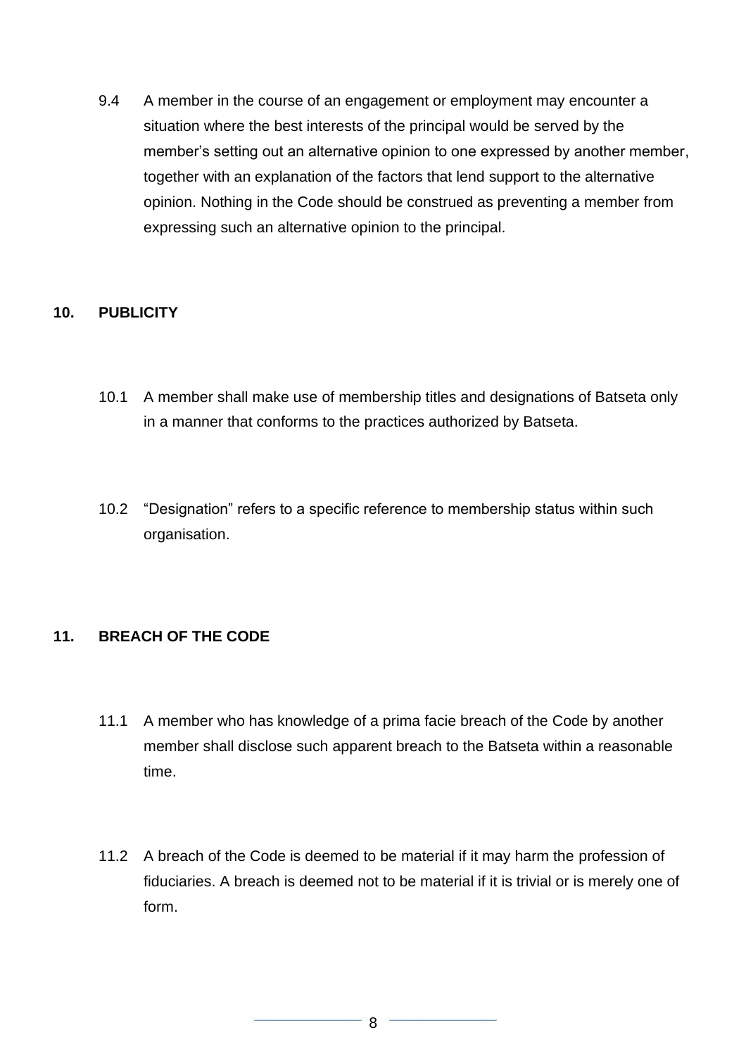9.4 A member in the course of an engagement or employment may encounter a situation where the best interests of the principal would be served by the member's setting out an alternative opinion to one expressed by another member, together with an explanation of the factors that lend support to the alternative opinion. Nothing in the Code should be construed as preventing a member from expressing such an alternative opinion to the principal.

## 10. PUBLICITY

10.1 A member shall make use of membership titles and designations of Batseta only in a manner that conforms to the practices authorized by Batseta.

10.2 "Designation" refers to a specific reference to membership status within such organisation.

## 11. BREACH OF THE CODE

11.1 A member who has knowledge of a prima facie breach of the Code by another member shall disclose such apparent breach to the Batseta within a reasonable time.

11.2 A breach of the Code is deemed to be material if it may harm the profession of fiduciaries. A breach is deemed not to be material if it is trivial or is merely one of form.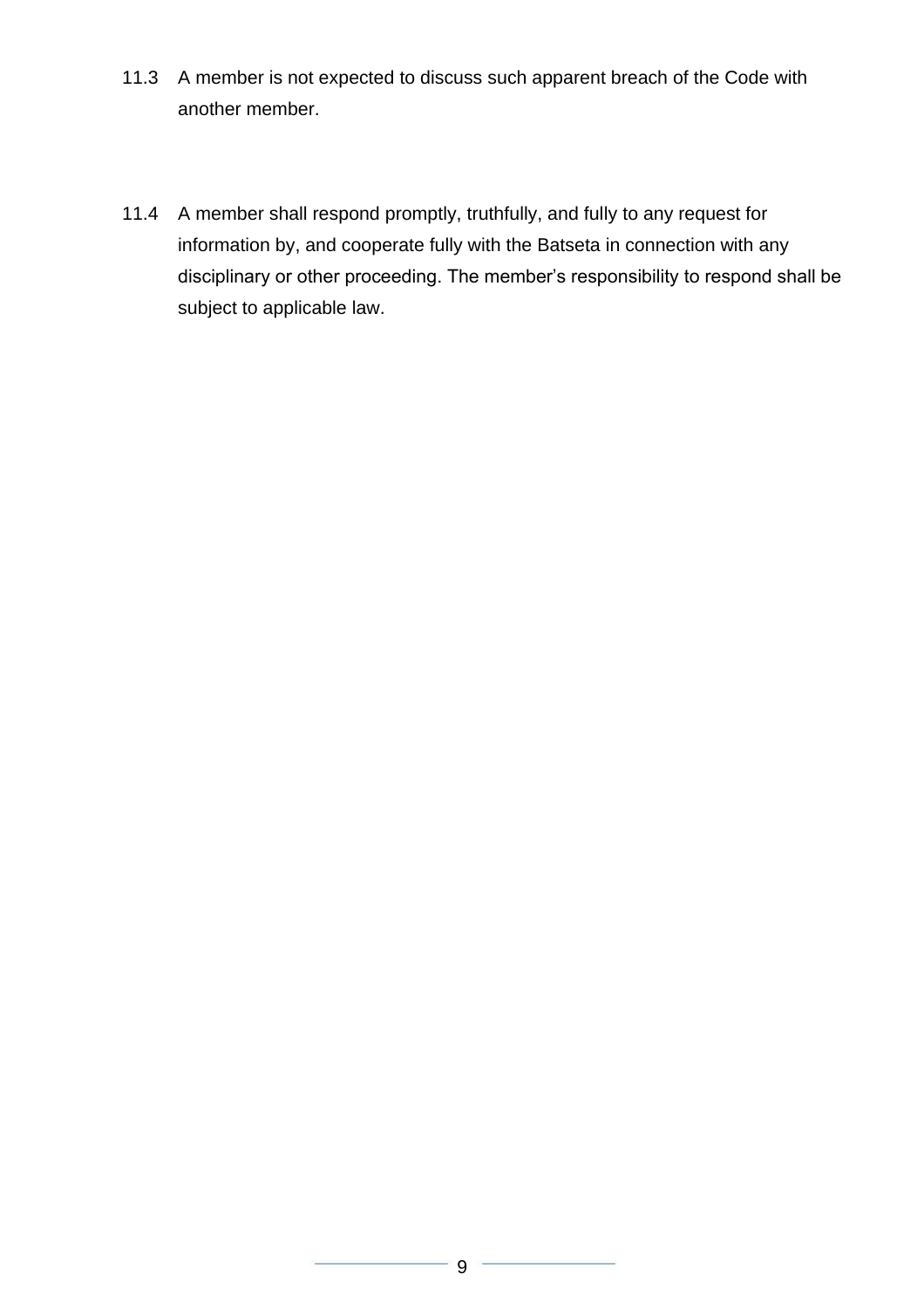11.3 A member is not expected to discuss such apparent breach of the Code with another member.

11.4 A member shall respond promptly, truthfully, and fully to any request for information by, and cooperate fully with the Batseta in connection with any disciplinary or other proceeding. The member's responsibility to respond shall be subject to applicable law.